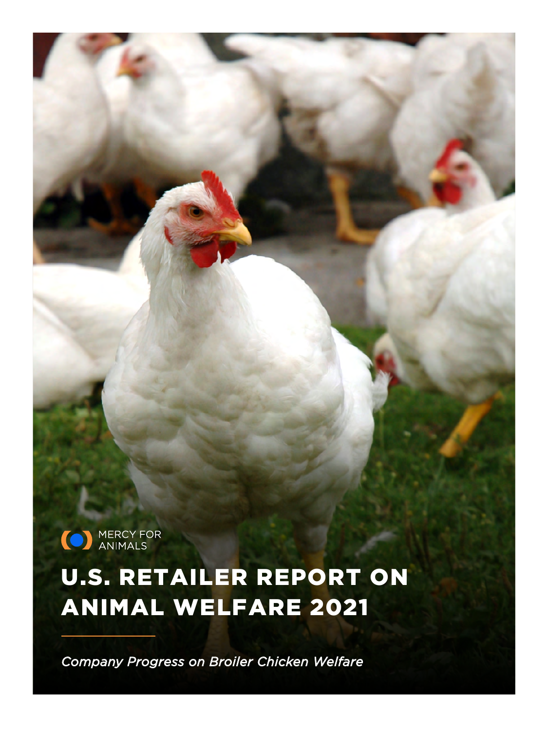MERCY FOR ANIMALS

# U.S. RETAILER REPORT ON ANIMAL WELFARE 2021

*Company Progress on Broiler Chicken Welfare*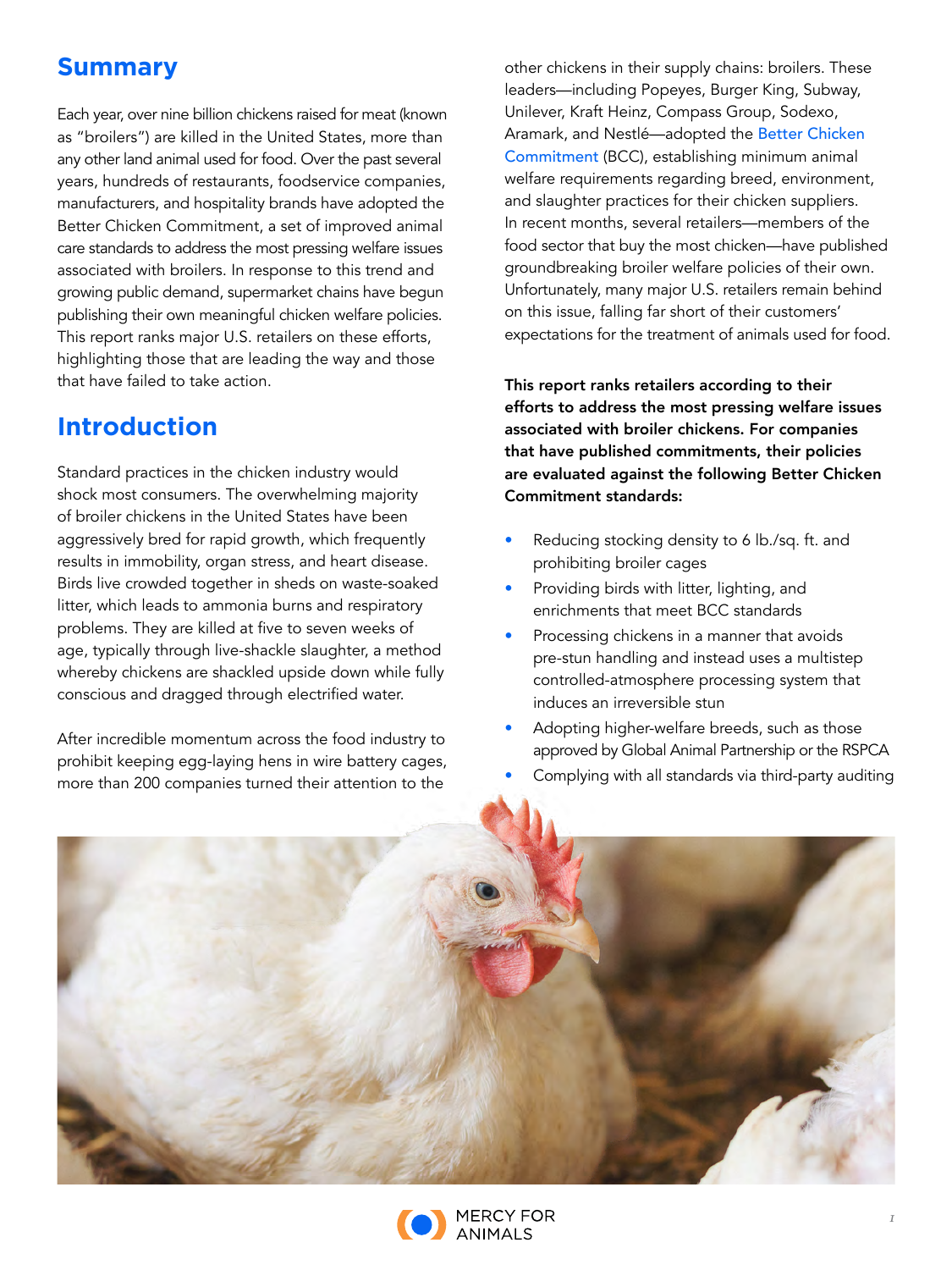## Summary

Each year, over nine billion chickens raised for meat (known as "broilers") are killed in the United States, more than any other land animal used for food. Over the past several years, hundreds of restaurants, foodservice companies, manufacturers, and hospitality brands have adopted the Better Chicken Commitment, a set of improved animal care standards to address the most pressing welfare issues associated with broilers. In response to this trend and growing public demand, supermarket chains have begun publishing their own meaningful chicken welfare policies. This report ranks major U.S. retailers on these efforts, highlighting those that are leading the way and those that have failed to take action.

## Introduction

Standard practices in the chicken industry would shock most consumers. The overwhelming majority of broiler chickens in the United States have been aggressively bred for rapid growth, which frequently results in immobility, organ stress, and heart disease. Birds live crowded together in sheds on waste-soaked litter, which leads to ammonia burns and respiratory problems. They are killed at five to seven weeks of age, typically through live-shackle slaughter, a method whereby chickens are shackled upside down while fully conscious and dragged through electrified water.

After incredible momentum across the food industry to prohibit keeping egg-laying hens in wire battery cages, more than 200 companies turned their attention to the other chickens in their supply chains: broilers. These leaders—including Popeyes, Burger King, Subway, Unilever, Kraft Heinz, Compass Group, Sodexo, Aramark, and Nestlé—adopted the Better Chicken Commitment (BCC), establishing minimum animal welfare requirements regarding breed, environment, and slaughter practices for their chicken suppliers. In recent months, several retailers—members of the food sector that buy the most chicken—have published groundbreaking broiler welfare policies of their own. Unfortunately, many major U.S. retailers remain behind on this issue, falling far short of their customers' expectations for the treatment of animals used for food.

**This report ranks retailers according to their efforts to address the most pressing welfare issues associated with broiler chickens. For companies that have published commitments, their policies are evaluated against the following Better Chicken Commitment standards:**

- Reducing stocking density to 6 lb./sq. ft. and prohibiting broiler cages
- Providing birds with litter, lighting, and enrichments that meet BCC standards
- Processing chickens in a manner that avoids pre-stun handling and instead uses a multistep controlled-atmosphere processing system that induces an irreversible stun
- Adopting higher-welfare breeds, such as those approved by Global Animal Partnership or the RSPCA
- Complying with all standards via third-party auditing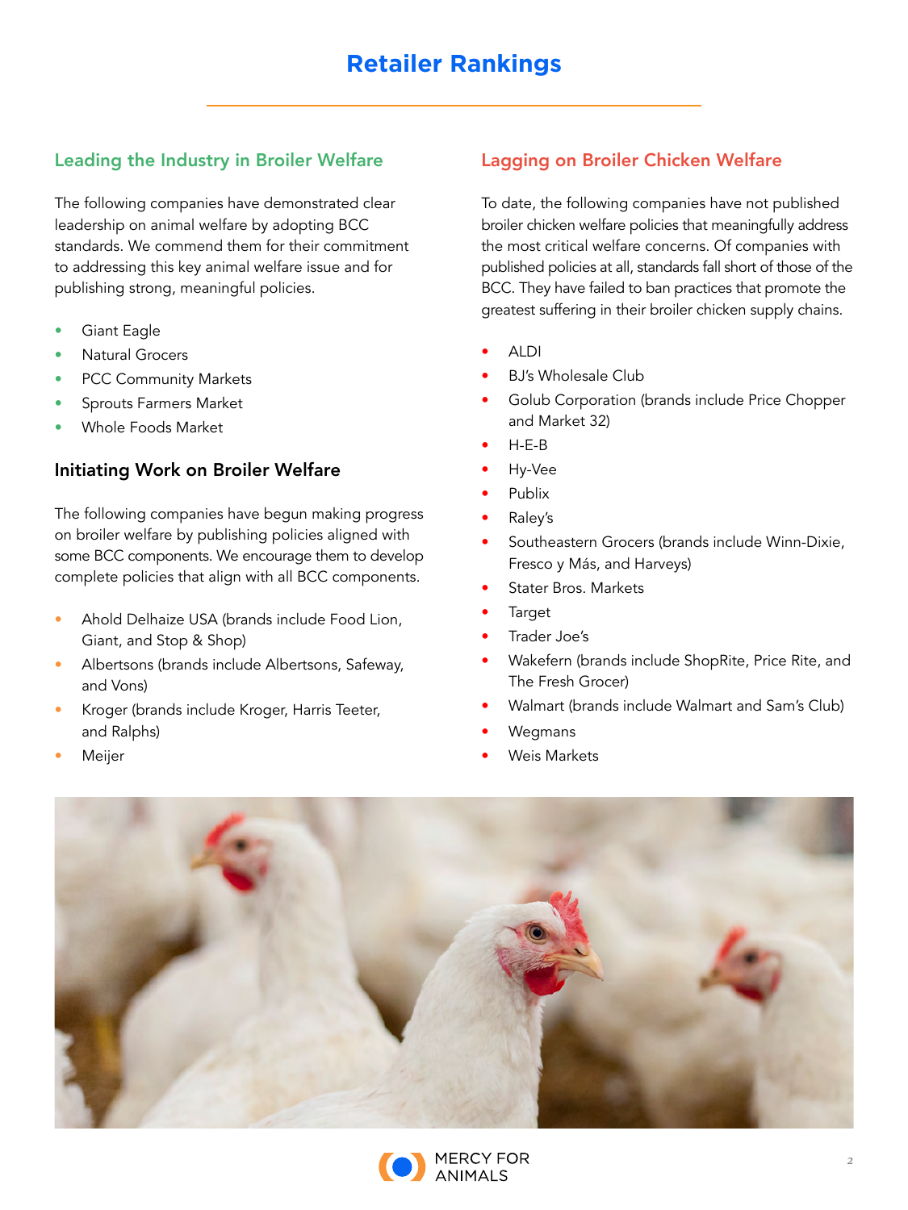# Retailer Rankings

## Leading the Industry in Broiler Welfare

The following companies have demonstrated clear leadership on animal welfare by adopting BCC standards. We commend them for their commitment to addressing this key animal welfare issue and for publishing strong, meaningful policies.

- Giant Eagle
- Natural Grocers
- PCC Community Markets
- Sprouts Farmers Market
- Whole Foods Market

## Initiating Work on Broiler Welfare

The following companies have begun making progress on broiler welfare by publishing policies aligned with some BCC components. We encourage them to develop complete policies that align with all BCC components.

- Ahold Delhaize USA (brands include Food Lion, Giant, and Stop & Shop)
- Albertsons (brands include Albertsons, Safeway, and Vons)
- Kroger (brands include Kroger, Harris Teeter, and Ralphs)
- Meijer

## Lagging on Broiler Chicken Welfare

To date, the following companies have not published broiler chicken welfare policies that meaningfully address the most critical welfare concerns. Of companies with published policies at all, standards fall short of those of the BCC. They have failed to ban practices that promote the greatest suffering in their broiler chicken supply chains.

- ALDI
- BJ's Wholesale Club
- Golub Corporation (brands include Price Chopper and Market 32)
- H-E-B
- Hy-Vee
- Publix
- Raley's
- Southeastern Grocers (brands include Winn-Dixie, Fresco y Más, and Harveys)
- Stater Bros. Markets
- Target
- Trader Joe's
- Wakefern (brands include ShopRite, Price Rite, and The Fresh Grocer)
- Walmart (brands include Walmart and Sam's Club)
- Wegmans
- Weis Markets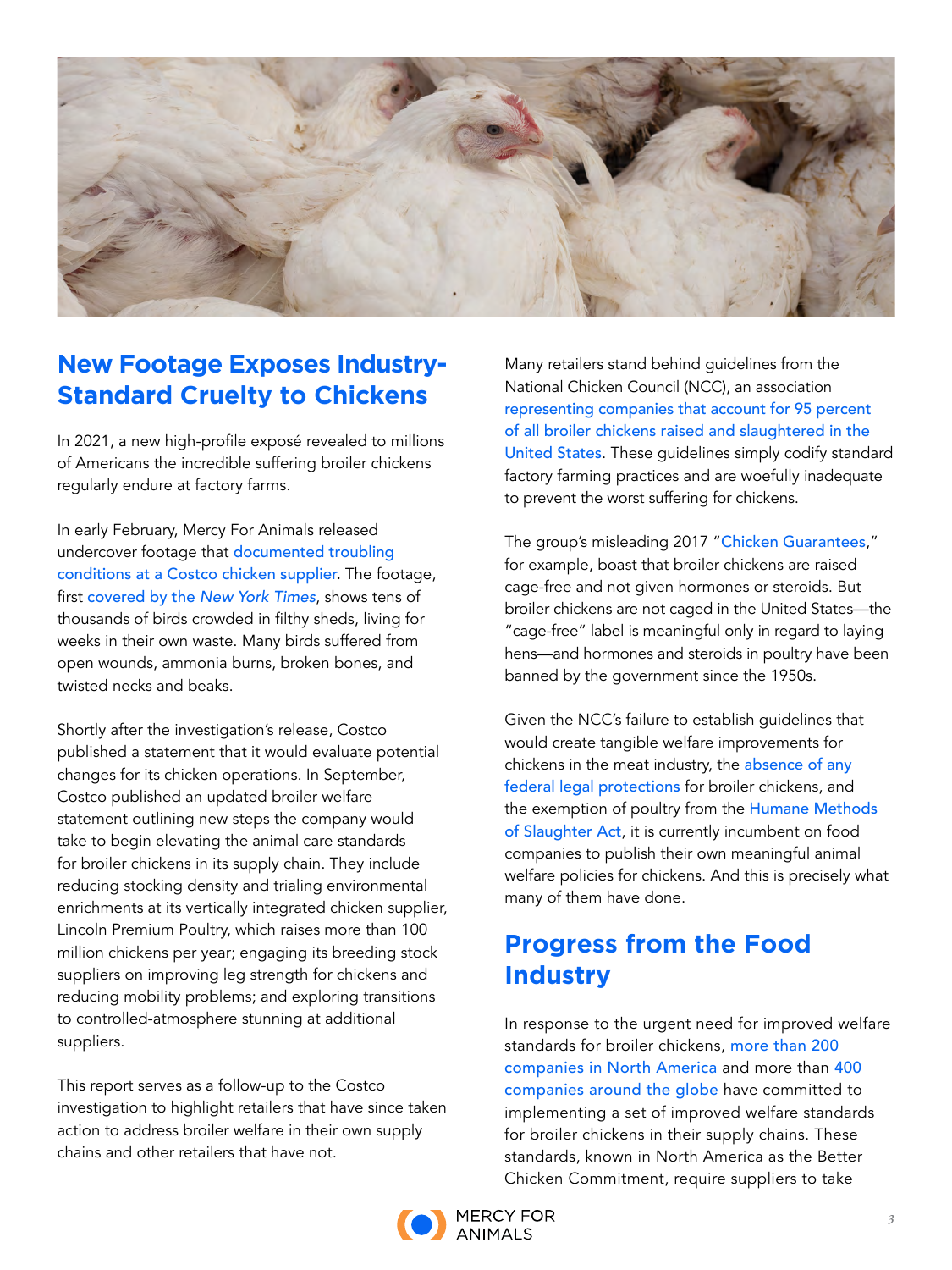## New Footage Exposes Industry-Standard Cruelty to Chickens

In 2021, a new high-profile exposé revealed to millions of Americans the incredible suffering broiler chickens regularly endure at factory farms.

In early February, Mercy For Animals released undercover footage that documented troubling conditions at a Costco chicken supplier. The footage, first covered by the *New York Times*, shows tens of thousands of birds crowded in filthy sheds, living for weeks in their own waste. Many birds suffered from open wounds, ammonia burns, broken bones, and twisted necks and beaks.

Shortly after the investigation's release, Costco published a statement that it would evaluate potential changes for its chicken operations. In September, Costco published an updated broiler welfare statement outlining new steps the company would take to begin elevating the animal care standards for broiler chickens in its supply chain. They include reducing stocking density and trialing environmental enrichments at its vertically integrated chicken supplier, Lincoln Premium Poultry, which raises more than 100 million chickens per year; engaging its breeding stock suppliers on improving leg strength for chickens and reducing mobility problems; and exploring transitions to controlled-atmosphere stunning at additional suppliers.

This report serves as a follow-up to the Costco investigation to highlight retailers that have since taken action to address broiler welfare in their own supply chains and other retailers that have not.

Many retailers stand behind guidelines from the National Chicken Council (NCC), an association representing companies that account for 95 percent of all broiler chickens raised and slaughtered in the United States. These guidelines simply codify standard factory farming practices and are woefully inadequate to prevent the worst suffering for chickens.

The group's misleading 2017 "Chicken Guarantees," for example, boast that broiler chickens are raised cage-free and not given hormones or steroids. But broiler chickens are not caged in the United States—the "cage-free" label is meaningful only in regard to laying hens—and hormones and steroids in poultry have been banned by the government since the 1950s.

Given the NCC's failure to establish guidelines that would create tangible welfare improvements for chickens in the meat industry, the absence of any federal legal protections for broiler chickens, and the exemption of poultry from the Humane Methods of Slaughter Act, it is currently incumbent on food companies to publish their own meaningful animal welfare policies for chickens. And this is precisely what many of them have done.

## Progress from the Food Industry

In response to the urgent need for improved welfare standards for broiler chickens, more than 200 companies in North America and more than 400 companies around the globe have committed to implementing a set of improved welfare standards for broiler chickens in their supply chains. These standards, known in North America as the Better Chicken Commitment, require suppliers to take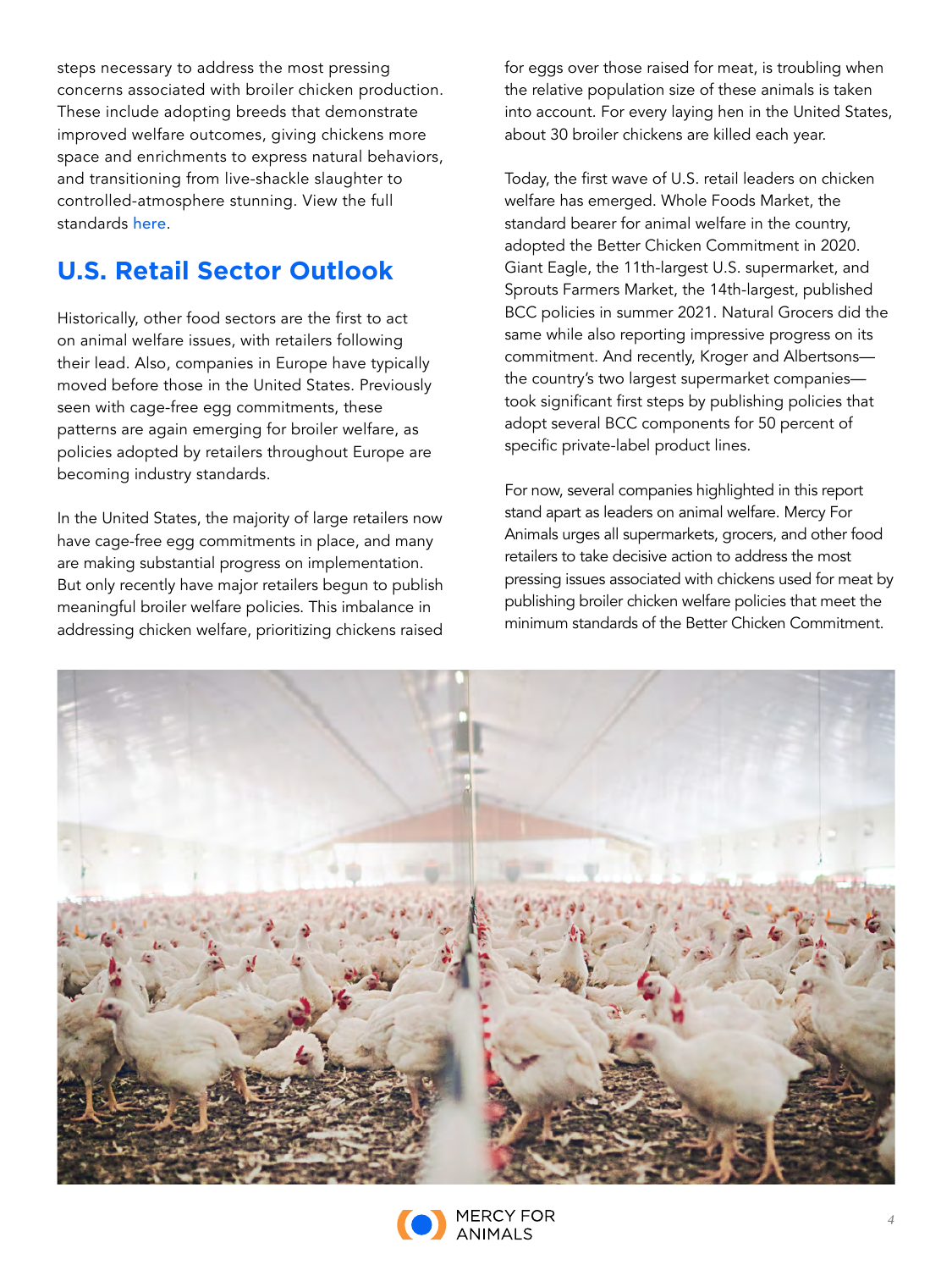steps necessary to address the most pressing concerns associated with broiler chicken production. These include adopting breeds that demonstrate improved welfare outcomes, giving chickens more space and enrichments to express natural behaviors, and transitioning from live-shackle slaughter to controlled-atmosphere stunning. View the full standards here.

## U.S. Retail Sector Outlook

Historically, other food sectors are the first to act on animal welfare issues, with retailers following their lead. Also, companies in Europe have typically moved before those in the United States. Previously seen with cage-free egg commitments, these patterns are again emerging for broiler welfare, as policies adopted by retailers throughout Europe are becoming industry standards.

In the United States, the majority of large retailers now have cage-free egg commitments in place, and many are making substantial progress on implementation. But only recently have major retailers begun to publish meaningful broiler welfare policies. This imbalance in addressing chicken welfare, prioritizing chickens raised for eggs over those raised for meat, is troubling when the relative population size of these animals is taken into account. For every laying hen in the United States, about 30 broiler chickens are killed each year.

Today, the first wave of U.S. retail leaders on chicken welfare has emerged. Whole Foods Market, the standard bearer for animal welfare in the country, adopted the Better Chicken Commitment in 2020. Giant Eagle, the 11th-largest U.S. supermarket, and Sprouts Farmers Market, the 14th-largest, published BCC policies in summer 2021. Natural Grocers did the same while also reporting impressive progress on its commitment. And recently, Kroger and Albertsons—the country's two largest supermarket companies—took significant first steps by publishing policies that adopt several BCC components for 50 percent of specific private-label product lines.

For now, several companies highlighted in this report stand apart as leaders on animal welfare. Mercy For Animals urges all supermarkets, grocers, and other food retailers to take decisive action to address the most pressing issues associated with chickens used for meat by publishing broiler chicken welfare policies that meet the minimum standards of the Better Chicken Commitment.